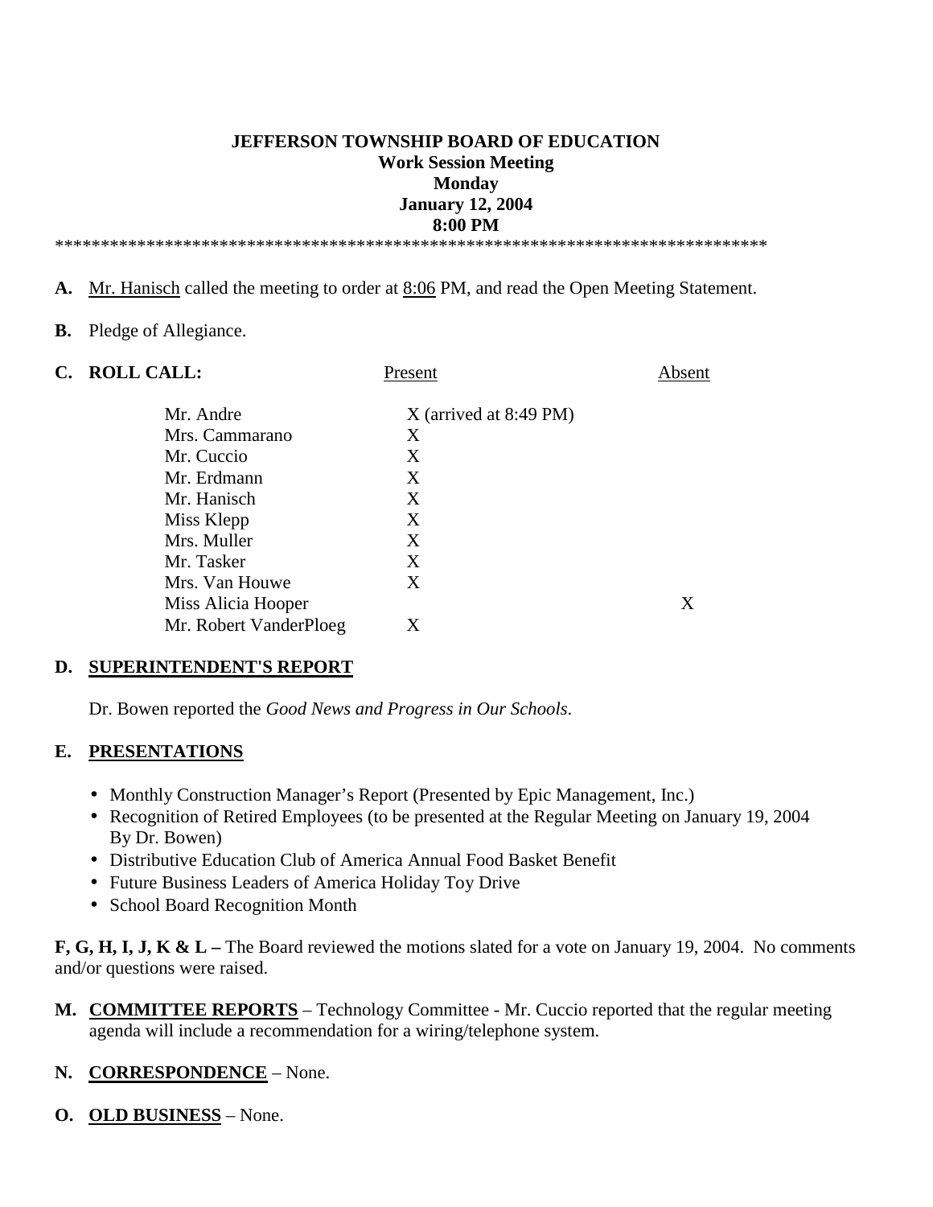**JEFFERSON TOWNSHIP BOARD OF EDUCATION**
**Work Session Meeting**
**Monday**
**January 12, 2004**
**8:00 PM**

*******************************************************************************

**A.** Mr. Hanisch called the meeting to order at 8:06 PM, and read the Open Meeting Statement.

**B.** Pledge of Allegiance.

**C. ROLL CALL:**

| | Present | Absent |
|---|---|---|
| Mr. Andre | X (arrived at 8:49 PM) | |
| Mrs. Cammarano | X | |
| Mr. Cuccio | X | |
| Mr. Erdmann | X | |
| Mr. Hanisch | X | |
| Miss Klepp | X | |
| Mrs. Muller | X | |
| Mr. Tasker | X | |
| Mrs. Van Houwe | X | |
| Miss Alicia Hooper | | X |
| Mr. Robert VanderPloeg | X | |

**D. SUPERINTENDENT'S REPORT**

Dr. Bowen reported the *Good News and Progress in Our Schools*.

**E. PRESENTATIONS**

- Monthly Construction Manager's Report (Presented by Epic Management, Inc.)
- Recognition of Retired Employees (to be presented at the Regular Meeting on January 19, 2004 By Dr. Bowen)
- Distributive Education Club of America Annual Food Basket Benefit
- Future Business Leaders of America Holiday Toy Drive
- School Board Recognition Month

**F, G, H, I, J, K & L –** The Board reviewed the motions slated for a vote on January 19, 2004. No comments and/or questions were raised.

**M. COMMITTEE REPORTS** – Technology Committee - Mr. Cuccio reported that the regular meeting agenda will include a recommendation for a wiring/telephone system.

**N. CORRESPONDENCE** – None.

**O. OLD BUSINESS** – None.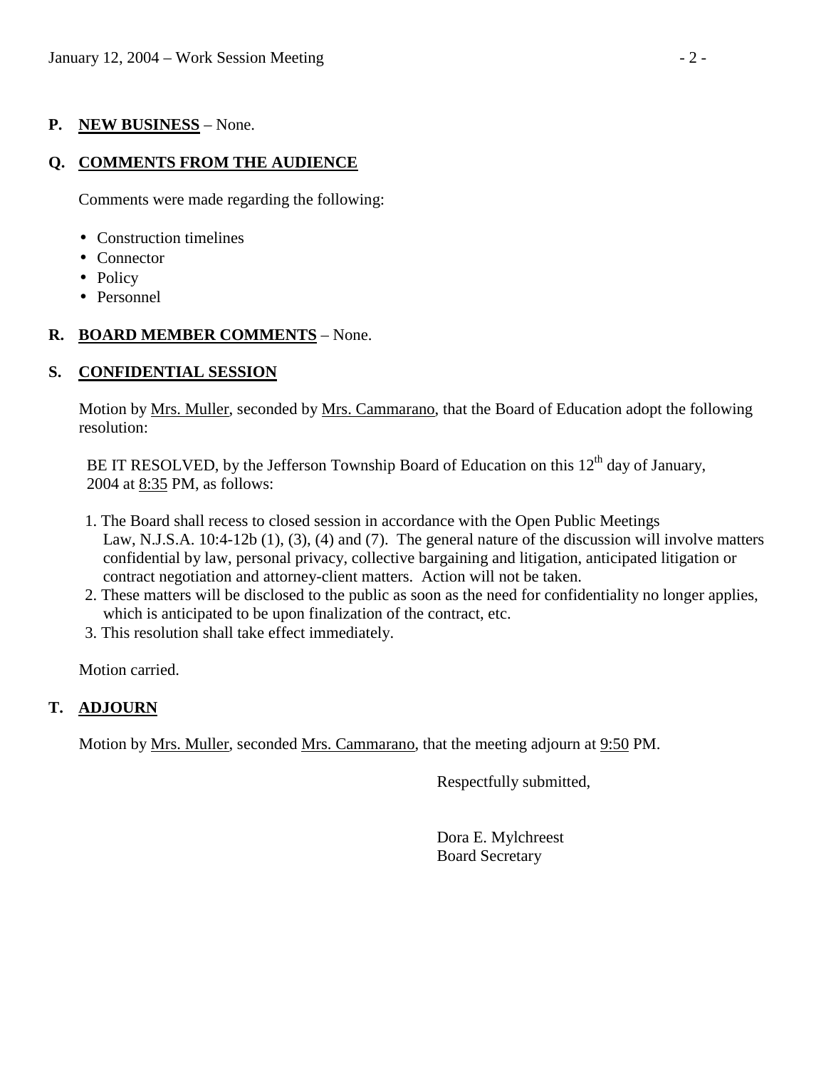**P. <u>NEW BUSINESS</u>** – None.

**Q. <u>COMMENTS FROM THE AUDIENCE</u>**

Comments were made regarding the following:

- Construction timelines
- Connector
- Policy
- Personnel

**R. <u>BOARD MEMBER COMMENTS</u>** – None.

**S. <u>CONFIDENTIAL SESSION</u>**

Motion by <u>Mrs. Muller</u>, seconded by <u>Mrs. Cammarano</u>, that the Board of Education adopt the following resolution:

BE IT RESOLVED, by the Jefferson Township Board of Education on this 12th day of January, 2004 at <u>8:35</u> PM, as follows:

1. The Board shall recess to closed session in accordance with the Open Public Meetings Law, N.J.S.A. 10:4-12b (1), (3), (4) and (7). The general nature of the discussion will involve matters confidential by law, personal privacy, collective bargaining and litigation, anticipated litigation or contract negotiation and attorney-client matters. Action will not be taken.
2. These matters will be disclosed to the public as soon as the need for confidentiality no longer applies, which is anticipated to be upon finalization of the contract, etc.
3. This resolution shall take effect immediately.

Motion carried.

**T. <u>ADJOURN</u>**

Motion by <u>Mrs. Muller</u>, seconded <u>Mrs. Cammarano</u>, that the meeting adjourn at <u>9:50</u> PM.

Respectfully submitted,

Dora E. Mylchreest
Board Secretary